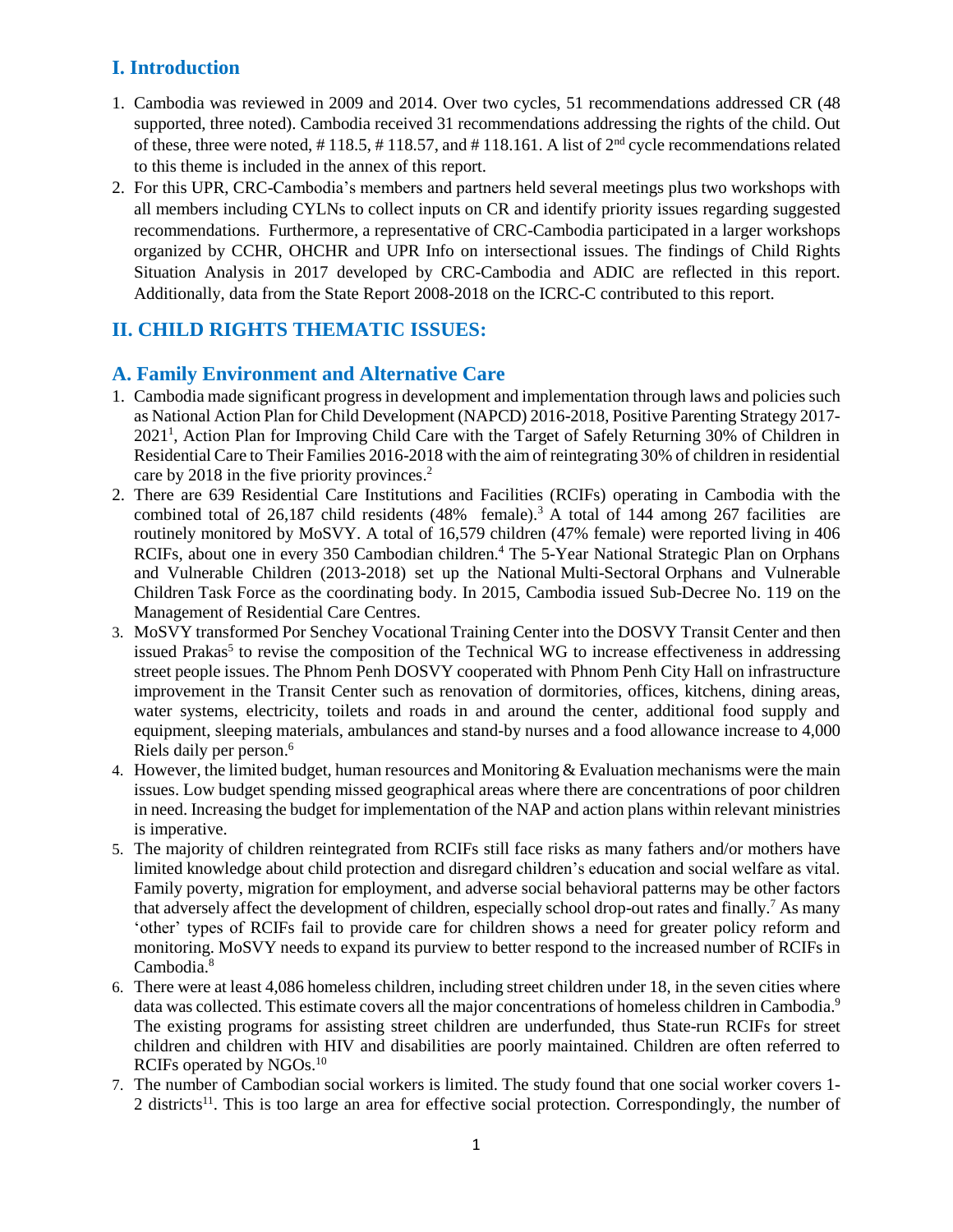## I. Introduction

1. Cambodia was reviewed in 2009 and 2014. Over two cycles, 51 recommendations addressed CR (48 supported, three noted). Cambodia received 31 recommendations addressing the rights of the child. Out of these, three were noted, # 118.5, # 118.57, and # 118.161. A list of 2nd cycle recommendations related to this theme is included in the annex of this report.
2. For this UPR, CRC-Cambodia's members and partners held several meetings plus two workshops with all members including CYLNs to collect inputs on CR and identify priority issues regarding suggested recommendations. Furthermore, a representative of CRC-Cambodia participated in a larger workshops organized by CCHR, OHCHR and UPR Info on intersectional issues. The findings of Child Rights Situation Analysis in 2017 developed by CRC-Cambodia and ADIC are reflected in this report. Additionally, data from the State Report 2008-2018 on the ICRC-C contributed to this report.

## II. CHILD RIGHTS THEMATIC ISSUES:

### A. Family Environment and Alternative Care

1. Cambodia made significant progress in development and implementation through laws and policies such as National Action Plan for Child Development (NAPCD) 2016-2018, Positive Parenting Strategy 2017-2021[1], Action Plan for Improving Child Care with the Target of Safely Returning 30% of Children in Residential Care to Their Families 2016-2018 with the aim of reintegrating 30% of children in residential care by 2018 in the five priority provinces.[2]
2. There are 639 Residential Care Institutions and Facilities (RCIFs) operating in Cambodia with the combined total of 26,187 child residents (48% female).[3] A total of 144 among 267 facilities are routinely monitored by MoSVY. A total of 16,579 children (47% female) were reported living in 406 RCIFs, about one in every 350 Cambodian children.[4] The 5-Year National Strategic Plan on Orphans and Vulnerable Children (2013-2018) set up the National Multi-Sectoral Orphans and Vulnerable Children Task Force as the coordinating body. In 2015, Cambodia issued Sub-Decree No. 119 on the Management of Residential Care Centres.
3. MoSVY transformed Por Senchey Vocational Training Center into the DOSVY Transit Center and then issued Prakas[5] to revise the composition of the Technical WG to increase effectiveness in addressing street people issues. The Phnom Penh DOSVY cooperated with Phnom Penh City Hall on infrastructure improvement in the Transit Center such as renovation of dormitories, offices, kitchens, dining areas, water systems, electricity, toilets and roads in and around the center, additional food supply and equipment, sleeping materials, ambulances and stand-by nurses and a food allowance increase to 4,000 Riels daily per person.[6]
4. However, the limited budget, human resources and Monitoring & Evaluation mechanisms were the main issues. Low budget spending missed geographical areas where there are concentrations of poor children in need. Increasing the budget for implementation of the NAP and action plans within relevant ministries is imperative.
5. The majority of children reintegrated from RCIFs still face risks as many fathers and/or mothers have limited knowledge about child protection and disregard children's education and social welfare as vital. Family poverty, migration for employment, and adverse social behavioral patterns may be other factors that adversely affect the development of children, especially school drop-out rates and finally.[7] As many 'other' types of RCIFs fail to provide care for children shows a need for greater policy reform and monitoring. MoSVY needs to expand its purview to better respond to the increased number of RCIFs in Cambodia.[8]
6. There were at least 4,086 homeless children, including street children under 18, in the seven cities where data was collected. This estimate covers all the major concentrations of homeless children in Cambodia.[9] The existing programs for assisting street children are underfunded, thus State-run RCIFs for street children and children with HIV and disabilities are poorly maintained. Children are often referred to RCIFs operated by NGOs.[10]
7. The number of Cambodian social workers is limited. The study found that one social worker covers 1-2 districts[11]. This is too large an area for effective social protection. Correspondingly, the number of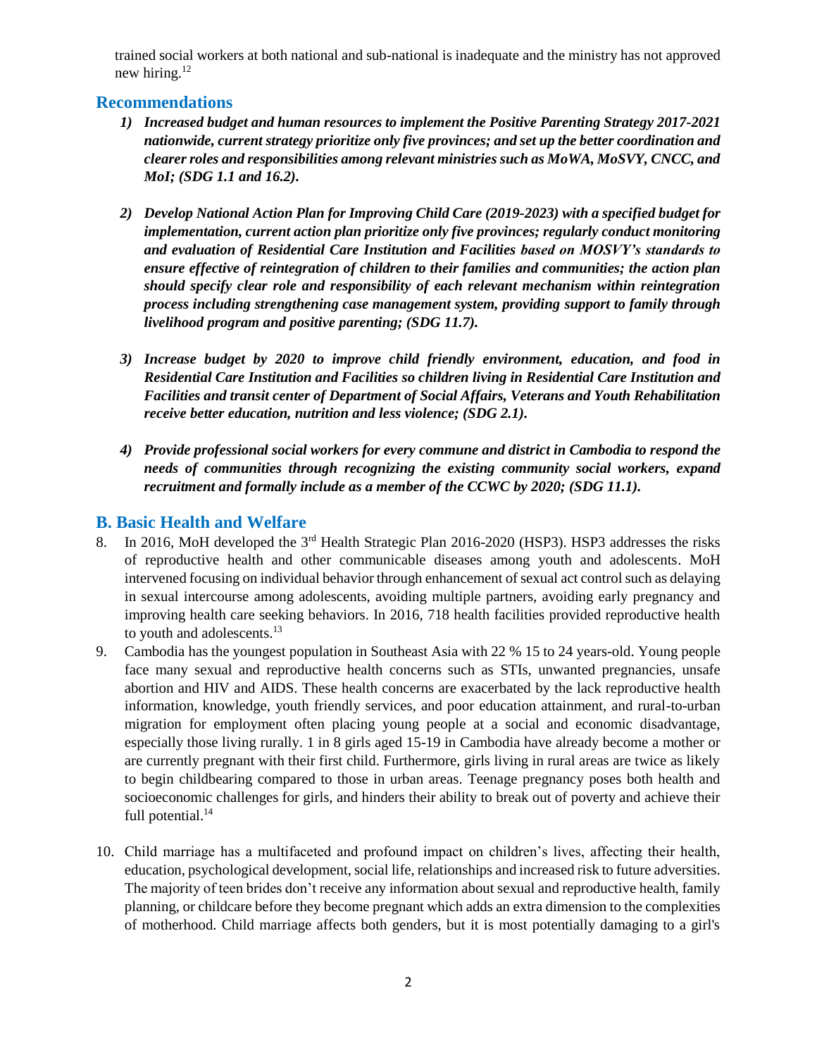trained social workers at both national and sub-national is inadequate and the ministry has not approved new hiring.[12]

## Recommendations

1) ***Increased budget and human resources to implement the Positive Parenting Strategy 2017-2021 nationwide, current strategy prioritize only five provinces; and set up the better coordination and clearer roles and responsibilities among relevant ministries such as MoWA, MoSVY, CNCC, and MoI; (SDG 1.1 and 16.2).***

2) ***Develop National Action Plan for Improving Child Care (2019-2023) with a specified budget for implementation, current action plan prioritize only five provinces; regularly conduct monitoring and evaluation of Residential Care Institution and Facilities based on MOSVY's standards to ensure effective of reintegration of children to their families and communities; the action plan should specify clear role and responsibility of each relevant mechanism within reintegration process including strengthening case management system, providing support to family through livelihood program and positive parenting; (SDG 11.7).***

3) ***Increase budget by 2020 to improve child friendly environment, education, and food in Residential Care Institution and Facilities so children living in Residential Care Institution and Facilities and transit center of Department of Social Affairs, Veterans and Youth Rehabilitation receive better education, nutrition and less violence; (SDG 2.1).***

4) ***Provide professional social workers for every commune and district in Cambodia to respond the needs of communities through recognizing the existing community social workers, expand recruitment and formally include as a member of the CCWC by 2020; (SDG 11.1).***

## B. Basic Health and Welfare

8. In 2016, MoH developed the 3rd Health Strategic Plan 2016-2020 (HSP3). HSP3 addresses the risks of reproductive health and other communicable diseases among youth and adolescents. MoH intervened focusing on individual behavior through enhancement of sexual act control such as delaying in sexual intercourse among adolescents, avoiding multiple partners, avoiding early pregnancy and improving health care seeking behaviors. In 2016, 718 health facilities provided reproductive health to youth and adolescents.[13]
9. Cambodia has the youngest population in Southeast Asia with 22 % 15 to 24 years-old. Young people face many sexual and reproductive health concerns such as STIs, unwanted pregnancies, unsafe abortion and HIV and AIDS. These health concerns are exacerbated by the lack reproductive health information, knowledge, youth friendly services, and poor education attainment, and rural-to-urban migration for employment often placing young people at a social and economic disadvantage, especially those living rurally. 1 in 8 girls aged 15-19 in Cambodia have already become a mother or are currently pregnant with their first child. Furthermore, girls living in rural areas are twice as likely to begin childbearing compared to those in urban areas. Teenage pregnancy poses both health and socioeconomic challenges for girls, and hinders their ability to break out of poverty and achieve their full potential.[14]

10. Child marriage has a multifaceted and profound impact on children's lives, affecting their health, education, psychological development, social life, relationships and increased risk to future adversities. The majority of teen brides don't receive any information about sexual and reproductive health, family planning, or childcare before they become pregnant which adds an extra dimension to the complexities of motherhood. Child marriage affects both genders, but it is most potentially damaging to a girl's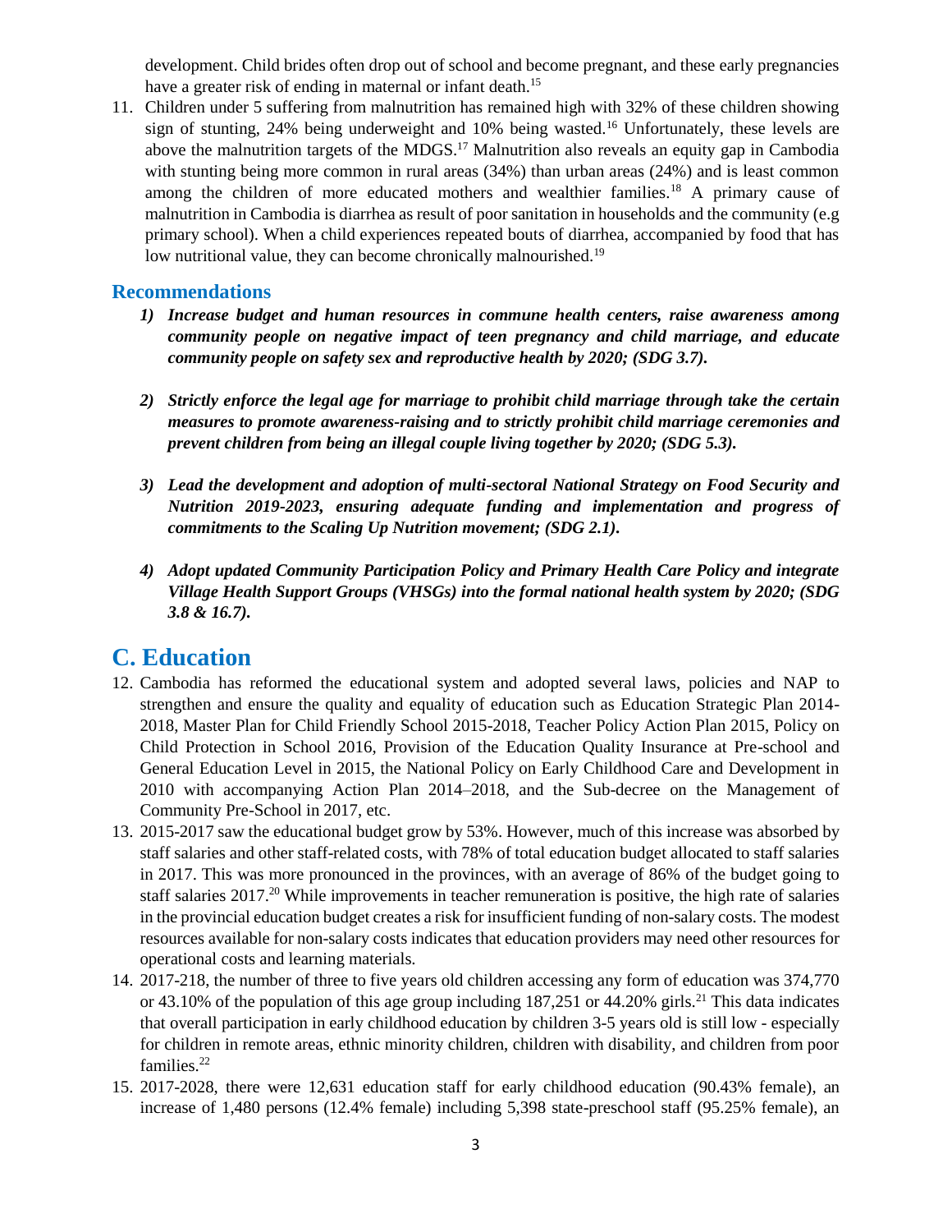development. Child brides often drop out of school and become pregnant, and these early pregnancies have a greater risk of ending in maternal or infant death.[15]

11. Children under 5 suffering from malnutrition has remained high with 32% of these children showing sign of stunting, 24% being underweight and 10% being wasted.[16] Unfortunately, these levels are above the malnutrition targets of the MDGS.[17] Malnutrition also reveals an equity gap in Cambodia with stunting being more common in rural areas (34%) than urban areas (24%) and is least common among the children of more educated mothers and wealthier families.[18] A primary cause of malnutrition in Cambodia is diarrhea as result of poor sanitation in households and the community (e.g primary school). When a child experiences repeated bouts of diarrhea, accompanied by food that has low nutritional value, they can become chronically malnourished.[19]

### Recommendations

1) ***Increase budget and human resources in commune health centers, raise awareness among community people on negative impact of teen pregnancy and child marriage, and educate community people on safety sex and reproductive health by 2020; (SDG 3.7).***

2) ***Strictly enforce the legal age for marriage to prohibit child marriage through take the certain measures to promote awareness-raising and to strictly prohibit child marriage ceremonies and prevent children from being an illegal couple living together by 2020; (SDG 5.3).***

3) ***Lead the development and adoption of multi-sectoral National Strategy on Food Security and Nutrition 2019-2023, ensuring adequate funding and implementation and progress of commitments to the Scaling Up Nutrition movement; (SDG 2.1).***

4) ***Adopt updated Community Participation Policy and Primary Health Care Policy and integrate Village Health Support Groups (VHSGs) into the formal national health system by 2020; (SDG 3.8 & 16.7).***

## C. Education

12. Cambodia has reformed the educational system and adopted several laws, policies and NAP to strengthen and ensure the quality and equality of education such as Education Strategic Plan 2014-2018, Master Plan for Child Friendly School 2015-2018, Teacher Policy Action Plan 2015, Policy on Child Protection in School 2016, Provision of the Education Quality Insurance at Pre-school and General Education Level in 2015, the National Policy on Early Childhood Care and Development in 2010 with accompanying Action Plan 2014–2018, and the Sub-decree on the Management of Community Pre-School in 2017, etc.

13. 2015-2017 saw the educational budget grow by 53%. However, much of this increase was absorbed by staff salaries and other staff-related costs, with 78% of total education budget allocated to staff salaries in 2017. This was more pronounced in the provinces, with an average of 86% of the budget going to staff salaries 2017.[20] While improvements in teacher remuneration is positive, the high rate of salaries in the provincial education budget creates a risk for insufficient funding of non-salary costs. The modest resources available for non-salary costs indicates that education providers may need other resources for operational costs and learning materials.

14. 2017-218, the number of three to five years old children accessing any form of education was 374,770 or 43.10% of the population of this age group including 187,251 or 44.20% girls.[21] This data indicates that overall participation in early childhood education by children 3-5 years old is still low - especially for children in remote areas, ethnic minority children, children with disability, and children from poor families.[22]

15. 2017-2028, there were 12,631 education staff for early childhood education (90.43% female), an increase of 1,480 persons (12.4% female) including 5,398 state-preschool staff (95.25% female), an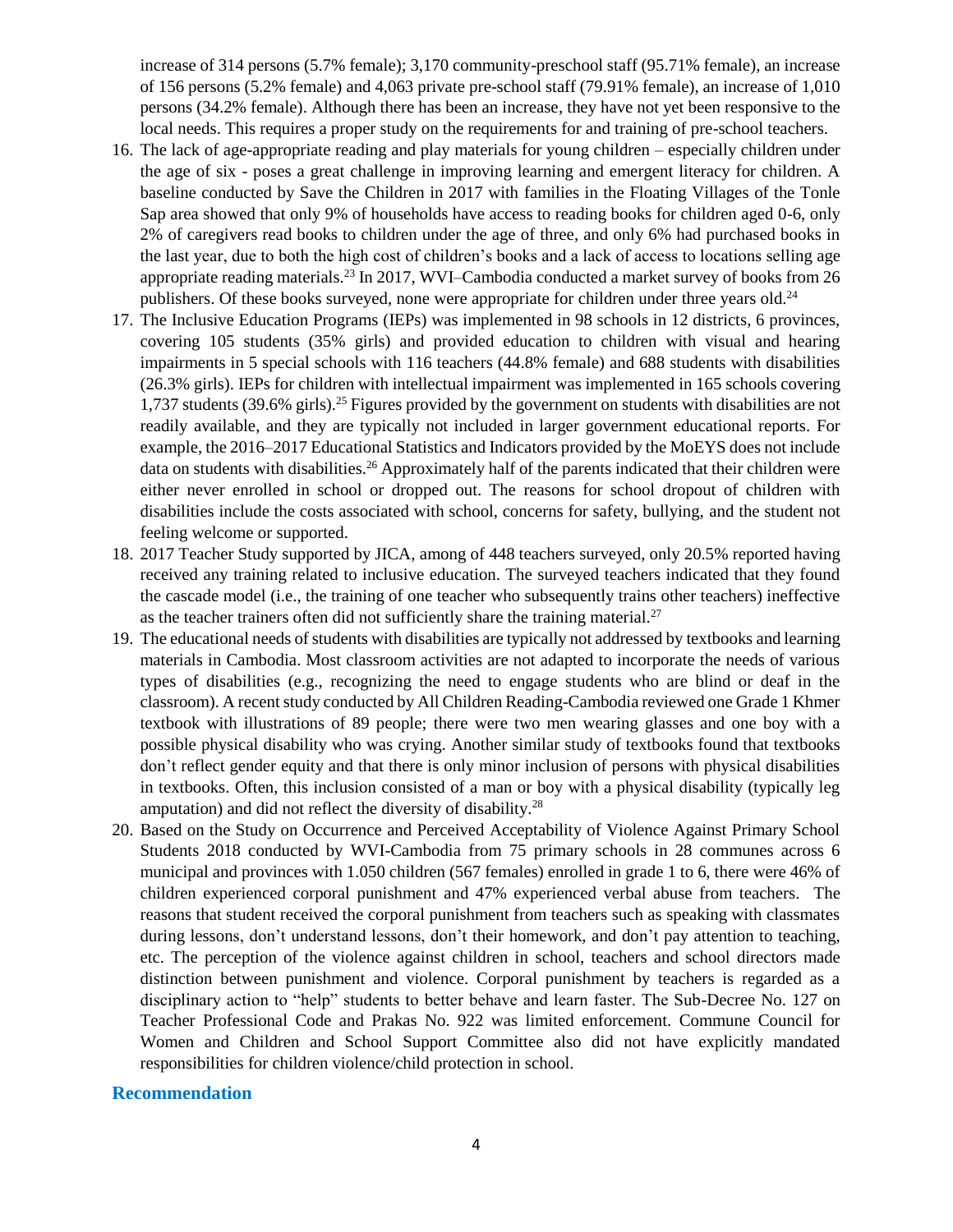increase of 314 persons (5.7% female); 3,170 community-preschool staff (95.71% female), an increase of 156 persons (5.2% female) and 4,063 private pre-school staff (79.91% female), an increase of 1,010 persons (34.2% female). Although there has been an increase, they have not yet been responsive to the local needs. This requires a proper study on the requirements for and training of pre-school teachers.

16. The lack of age-appropriate reading and play materials for young children – especially children under the age of six - poses a great challenge in improving learning and emergent literacy for children. A baseline conducted by Save the Children in 2017 with families in the Floating Villages of the Tonle Sap area showed that only 9% of households have access to reading books for children aged 0-6, only 2% of caregivers read books to children under the age of three, and only 6% had purchased books in the last year, due to both the high cost of children's books and a lack of access to locations selling age appropriate reading materials.[23] In 2017, WVI–Cambodia conducted a market survey of books from 26 publishers. Of these books surveyed, none were appropriate for children under three years old.[24]
17. The Inclusive Education Programs (IEPs) was implemented in 98 schools in 12 districts, 6 provinces, covering 105 students (35% girls) and provided education to children with visual and hearing impairments in 5 special schools with 116 teachers (44.8% female) and 688 students with disabilities (26.3% girls). IEPs for children with intellectual impairment was implemented in 165 schools covering 1,737 students (39.6% girls).[25] Figures provided by the government on students with disabilities are not readily available, and they are typically not included in larger government educational reports. For example, the 2016–2017 Educational Statistics and Indicators provided by the MoEYS does not include data on students with disabilities.[26] Approximately half of the parents indicated that their children were either never enrolled in school or dropped out. The reasons for school dropout of children with disabilities include the costs associated with school, concerns for safety, bullying, and the student not feeling welcome or supported.
18. 2017 Teacher Study supported by JICA, among of 448 teachers surveyed, only 20.5% reported having received any training related to inclusive education. The surveyed teachers indicated that they found the cascade model (i.e., the training of one teacher who subsequently trains other teachers) ineffective as the teacher trainers often did not sufficiently share the training material.[27]
19. The educational needs of students with disabilities are typically not addressed by textbooks and learning materials in Cambodia. Most classroom activities are not adapted to incorporate the needs of various types of disabilities (e.g., recognizing the need to engage students who are blind or deaf in the classroom). A recent study conducted by All Children Reading-Cambodia reviewed one Grade 1 Khmer textbook with illustrations of 89 people; there were two men wearing glasses and one boy with a possible physical disability who was crying. Another similar study of textbooks found that textbooks don't reflect gender equity and that there is only minor inclusion of persons with physical disabilities in textbooks. Often, this inclusion consisted of a man or boy with a physical disability (typically leg amputation) and did not reflect the diversity of disability.[28]
20. Based on the Study on Occurrence and Perceived Acceptability of Violence Against Primary School Students 2018 conducted by WVI-Cambodia from 75 primary schools in 28 communes across 6 municipal and provinces with 1.050 children (567 females) enrolled in grade 1 to 6, there were 46% of children experienced corporal punishment and 47% experienced verbal abuse from teachers. The reasons that student received the corporal punishment from teachers such as speaking with classmates during lessons, don't understand lessons, don't their homework, and don't pay attention to teaching, etc. The perception of the violence against children in school, teachers and school directors made distinction between punishment and violence. Corporal punishment by teachers is regarded as a disciplinary action to "help" students to better behave and learn faster. The Sub-Decree No. 127 on Teacher Professional Code and Prakas No. 922 was limited enforcement. Commune Council for Women and Children and School Support Committee also did not have explicitly mandated responsibilities for children violence/child protection in school.

## Recommendation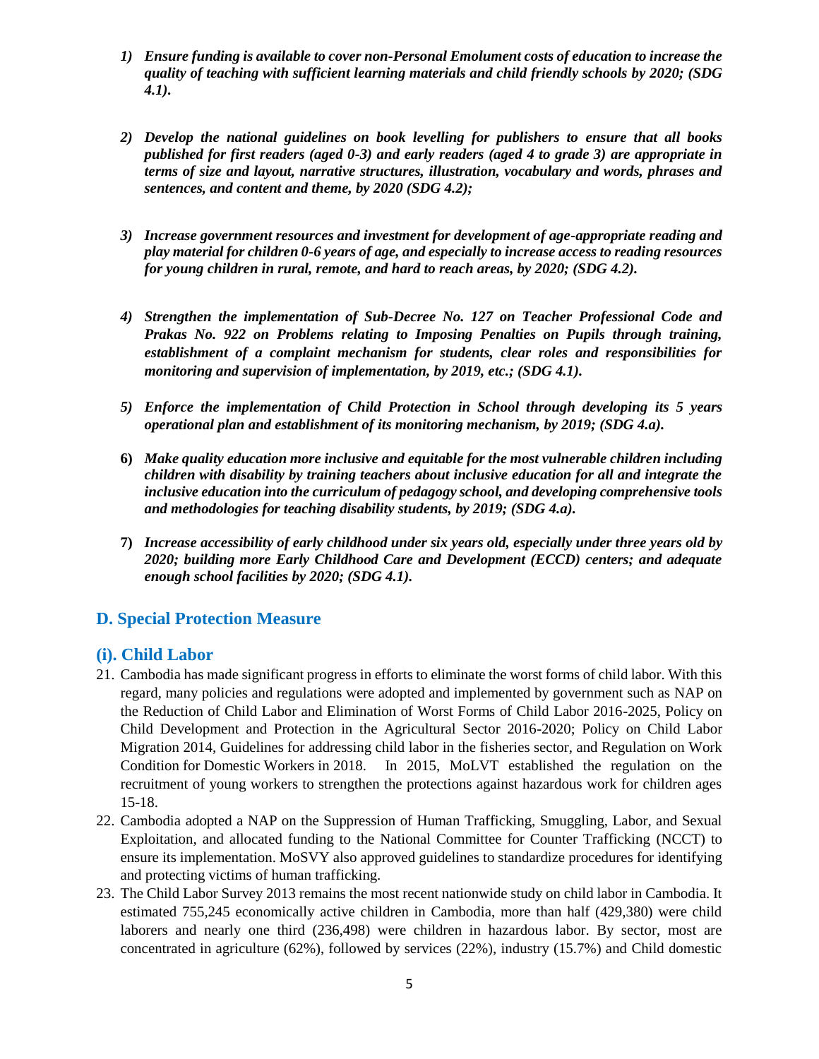1) ***Ensure funding is available to cover non-Personal Emolument costs of education to increase the quality of teaching with sufficient learning materials and child friendly schools by 2020; (SDG 4.1).***

2) ***Develop the national guidelines on book levelling for publishers to ensure that all books published for first readers (aged 0-3) and early readers (aged 4 to grade 3) are appropriate in terms of size and layout, narrative structures, illustration, vocabulary and words, phrases and sentences, and content and theme, by 2020 (SDG 4.2);***

3) ***Increase government resources and investment for development of age-appropriate reading and play material for children 0-6 years of age, and especially to increase access to reading resources for young children in rural, remote, and hard to reach areas, by 2020; (SDG 4.2).***

4) ***Strengthen the implementation of Sub-Decree No. 127 on Teacher Professional Code and Prakas No. 922 on Problems relating to Imposing Penalties on Pupils through training, establishment of a complaint mechanism for students, clear roles and responsibilities for monitoring and supervision of implementation, by 2019, etc.; (SDG 4.1).***

5) ***Enforce the implementation of Child Protection in School through developing its 5 years operational plan and establishment of its monitoring mechanism, by 2019; (SDG 4.a).***

6) ***Make quality education more inclusive and equitable for the most vulnerable children including children with disability by training teachers about inclusive education for all and integrate the inclusive education into the curriculum of pedagogy school, and developing comprehensive tools and methodologies for teaching disability students, by 2019; (SDG 4.a).***

7) ***Increase accessibility of early childhood under six years old, especially under three years old by 2020; building more Early Childhood Care and Development (ECCD) centers; and adequate enough school facilities by 2020; (SDG 4.1).***

## D. Special Protection Measure

### (i). Child Labor

21. Cambodia has made significant progress in efforts to eliminate the worst forms of child labor. With this regard, many policies and regulations were adopted and implemented by government such as NAP on the Reduction of Child Labor and Elimination of Worst Forms of Child Labor 2016-2025, Policy on Child Development and Protection in the Agricultural Sector 2016-2020; Policy on Child Labor Migration 2014, Guidelines for addressing child labor in the fisheries sector, and Regulation on Work Condition for Domestic Workers in 2018. In 2015, MoLVT established the regulation on the recruitment of young workers to strengthen the protections against hazardous work for children ages 15-18.
22. Cambodia adopted a NAP on the Suppression of Human Trafficking, Smuggling, Labor, and Sexual Exploitation, and allocated funding to the National Committee for Counter Trafficking (NCCT) to ensure its implementation. MoSVY also approved guidelines to standardize procedures for identifying and protecting victims of human trafficking.
23. The Child Labor Survey 2013 remains the most recent nationwide study on child labor in Cambodia. It estimated 755,245 economically active children in Cambodia, more than half (429,380) were child laborers and nearly one third (236,498) were children in hazardous labor. By sector, most are concentrated in agriculture (62%), followed by services (22%), industry (15.7%) and Child domestic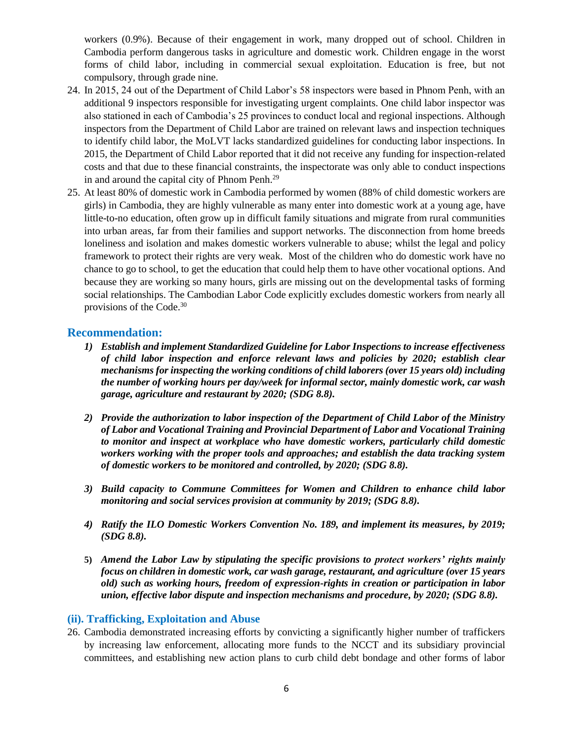workers (0.9%). Because of their engagement in work, many dropped out of school. Children in Cambodia perform dangerous tasks in agriculture and domestic work. Children engage in the worst forms of child labor, including in commercial sexual exploitation. Education is free, but not compulsory, through grade nine.

24. In 2015, 24 out of the Department of Child Labor's 58 inspectors were based in Phnom Penh, with an additional 9 inspectors responsible for investigating urgent complaints. One child labor inspector was also stationed in each of Cambodia's 25 provinces to conduct local and regional inspections. Although inspectors from the Department of Child Labor are trained on relevant laws and inspection techniques to identify child labor, the MoLVT lacks standardized guidelines for conducting labor inspections. In 2015, the Department of Child Labor reported that it did not receive any funding for inspection-related costs and that due to these financial constraints, the inspectorate was only able to conduct inspections in and around the capital city of Phnom Penh.[29]
25. At least 80% of domestic work in Cambodia performed by women (88% of child domestic workers are girls) in Cambodia, they are highly vulnerable as many enter into domestic work at a young age, have little-to-no education, often grow up in difficult family situations and migrate from rural communities into urban areas, far from their families and support networks. The disconnection from home breeds loneliness and isolation and makes domestic workers vulnerable to abuse; whilst the legal and policy framework to protect their rights are very weak. Most of the children who do domestic work have no chance to go to school, to get the education that could help them to have other vocational options. And because they are working so many hours, girls are missing out on the developmental tasks of forming social relationships. The Cambodian Labor Code explicitly excludes domestic workers from nearly all provisions of the Code.[30]

## Recommendation:

1) ***Establish and implement Standardized Guideline for Labor Inspections to increase effectiveness of child labor inspection and enforce relevant laws and policies by 2020; establish clear mechanisms for inspecting the working conditions of child laborers (over 15 years old) including the number of working hours per day/week for informal sector, mainly domestic work, car wash garage, agriculture and restaurant by 2020; (SDG 8.8).***

2) ***Provide the authorization to labor inspection of the Department of Child Labor of the Ministry of Labor and Vocational Training and Provincial Department of Labor and Vocational Training to monitor and inspect at workplace who have domestic workers, particularly child domestic workers working with the proper tools and approaches; and establish the data tracking system of domestic workers to be monitored and controlled, by 2020; (SDG 8.8).***

3) ***Build capacity to Commune Committees for Women and Children to enhance child labor monitoring and social services provision at community by 2019; (SDG 8.8).***

4) ***Ratify the ILO Domestic Workers Convention No. 189, and implement its measures, by 2019; (SDG 8.8).***

5) ***Amend the Labor Law by stipulating the specific provisions to protect workers' rights mainly focus on children in domestic work, car wash garage, restaurant, and agriculture (over 15 years old) such as working hours, freedom of expression-rights in creation or participation in labor union, effective labor dispute and inspection mechanisms and procedure, by 2020; (SDG 8.8).***

### (ii). Trafficking, Exploitation and Abuse

26. Cambodia demonstrated increasing efforts by convicting a significantly higher number of traffickers by increasing law enforcement, allocating more funds to the NCCT and its subsidiary provincial committees, and establishing new action plans to curb child debt bondage and other forms of labor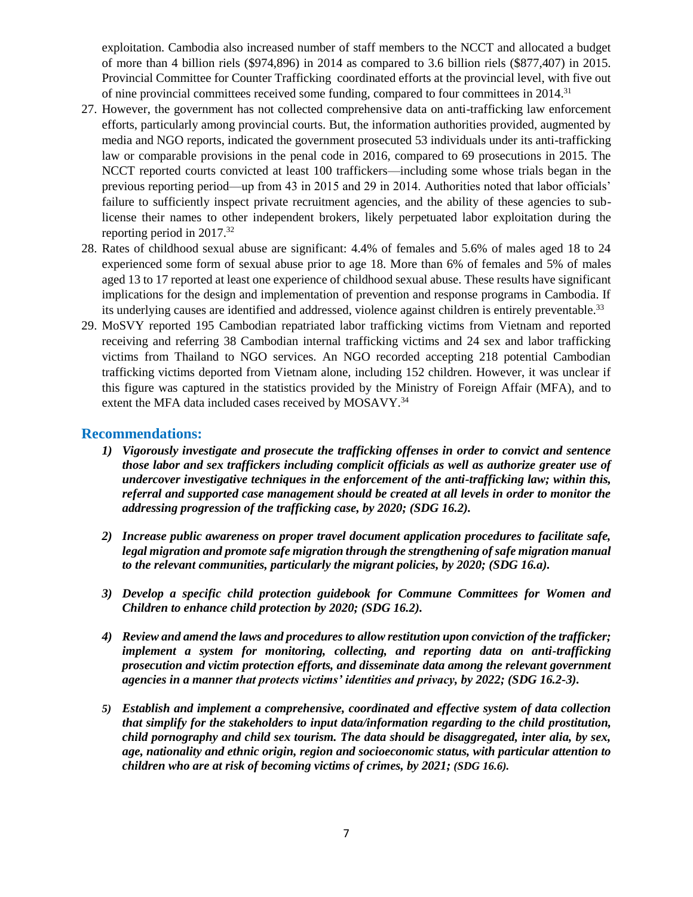exploitation. Cambodia also increased number of staff members to the NCCT and allocated a budget of more than 4 billion riels ($974,896) in 2014 as compared to 3.6 billion riels ($877,407) in 2015. Provincial Committee for Counter Trafficking coordinated efforts at the provincial level, with five out of nine provincial committees received some funding, compared to four committees in 2014.[31]

27. However, the government has not collected comprehensive data on anti-trafficking law enforcement efforts, particularly among provincial courts. But, the information authorities provided, augmented by media and NGO reports, indicated the government prosecuted 53 individuals under its anti-trafficking law or comparable provisions in the penal code in 2016, compared to 69 prosecutions in 2015. The NCCT reported courts convicted at least 100 traffickers—including some whose trials began in the previous reporting period—up from 43 in 2015 and 29 in 2014. Authorities noted that labor officials' failure to sufficiently inspect private recruitment agencies, and the ability of these agencies to sub-license their names to other independent brokers, likely perpetuated labor exploitation during the reporting period in 2017.[32]
28. Rates of childhood sexual abuse are significant: 4.4% of females and 5.6% of males aged 18 to 24 experienced some form of sexual abuse prior to age 18. More than 6% of females and 5% of males aged 13 to 17 reported at least one experience of childhood sexual abuse. These results have significant implications for the design and implementation of prevention and response programs in Cambodia. If its underlying causes are identified and addressed, violence against children is entirely preventable.[33]
29. MoSVY reported 195 Cambodian repatriated labor trafficking victims from Vietnam and reported receiving and referring 38 Cambodian internal trafficking victims and 24 sex and labor trafficking victims from Thailand to NGO services. An NGO recorded accepting 218 potential Cambodian trafficking victims deported from Vietnam alone, including 152 children. However, it was unclear if this figure was captured in the statistics provided by the Ministry of Foreign Affair (MFA), and to extent the MFA data included cases received by MOSAVY.[34]

## Recommendations:

1) ***Vigorously investigate and prosecute the trafficking offenses in order to convict and sentence those labor and sex traffickers including complicit officials as well as authorize greater use of undercover investigative techniques in the enforcement of the anti-trafficking law; within this, referral and supported case management should be created at all levels in order to monitor the addressing progression of the trafficking case, by 2020; (SDG 16.2).***

2) ***Increase public awareness on proper travel document application procedures to facilitate safe, legal migration and promote safe migration through the strengthening of safe migration manual to the relevant communities, particularly the migrant policies, by 2020; (SDG 16.a).***

3) ***Develop a specific child protection guidebook for Commune Committees for Women and Children to enhance child protection by 2020; (SDG 16.2).***

4) ***Review and amend the laws and procedures to allow restitution upon conviction of the trafficker; implement a system for monitoring, collecting, and reporting data on anti-trafficking prosecution and victim protection efforts, and disseminate data among the relevant government agencies in a manner that protects victims' identities and privacy, by 2022; (SDG 16.2-3).***

5) ***Establish and implement a comprehensive, coordinated and effective system of data collection that simplify for the stakeholders to input data/information regarding to the child prostitution, child pornography and child sex tourism. The data should be disaggregated, inter alia, by sex, age, nationality and ethnic origin, region and socioeconomic status, with particular attention to children who are at risk of becoming victims of crimes, by 2021; (SDG 16.6).***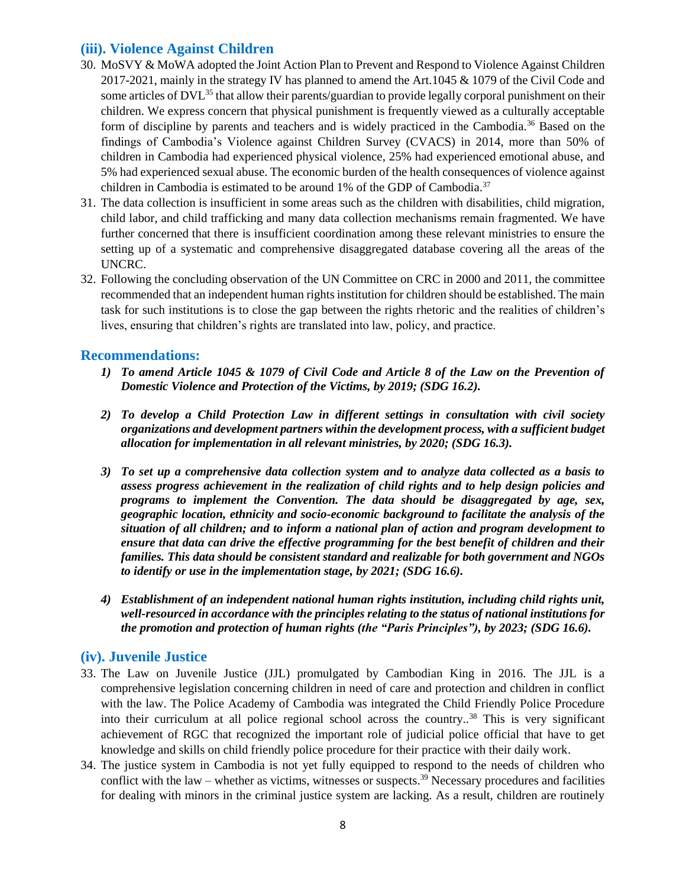### (iii). Violence Against Children

30. MoSVY & MoWA adopted the Joint Action Plan to Prevent and Respond to Violence Against Children 2017-2021, mainly in the strategy IV has planned to amend the Art.1045 & 1079 of the Civil Code and some articles of DVL[35] that allow their parents/guardian to provide legally corporal punishment on their children. We express concern that physical punishment is frequently viewed as a culturally acceptable form of discipline by parents and teachers and is widely practiced in the Cambodia.[36] Based on the findings of Cambodia's Violence against Children Survey (CVACS) in 2014, more than 50% of children in Cambodia had experienced physical violence, 25% had experienced emotional abuse, and 5% had experienced sexual abuse. The economic burden of the health consequences of violence against children in Cambodia is estimated to be around 1% of the GDP of Cambodia.[37]
31. The data collection is insufficient in some areas such as the children with disabilities, child migration, child labor, and child trafficking and many data collection mechanisms remain fragmented. We have further concerned that there is insufficient coordination among these relevant ministries to ensure the setting up of a systematic and comprehensive disaggregated database covering all the areas of the UNCRC.
32. Following the concluding observation of the UN Committee on CRC in 2000 and 2011, the committee recommended that an independent human rights institution for children should be established. The main task for such institutions is to close the gap between the rights rhetoric and the realities of children's lives, ensuring that children's rights are translated into law, policy, and practice.

### Recommendations:

1) ***To amend Article 1045 & 1079 of Civil Code and Article 8 of the Law on the Prevention of Domestic Violence and Protection of the Victims, by 2019; (SDG 16.2).***

2) ***To develop a Child Protection Law in different settings in consultation with civil society organizations and development partners within the development process, with a sufficient budget allocation for implementation in all relevant ministries, by 2020; (SDG 16.3).***

3) ***To set up a comprehensive data collection system and to analyze data collected as a basis to assess progress achievement in the realization of child rights and to help design policies and programs to implement the Convention. The data should be disaggregated by age, sex, geographic location, ethnicity and socio-economic background to facilitate the analysis of the situation of all children; and to inform a national plan of action and program development to ensure that data can drive the effective programming for the best benefit of children and their families. This data should be consistent standard and realizable for both government and NGOs to identify or use in the implementation stage, by 2021; (SDG 16.6).***

4) ***Establishment of an independent national human rights institution, including child rights unit, well-resourced in accordance with the principles relating to the status of national institutions for the promotion and protection of human rights (the "Paris Principles"), by 2023; (SDG 16.6).***

### (iv). Juvenile Justice

33. The Law on Juvenile Justice (JJL) promulgated by Cambodian King in 2016. The JJL is a comprehensive legislation concerning children in need of care and protection and children in conflict with the law. The Police Academy of Cambodia was integrated the Child Friendly Police Procedure into their curriculum at all police regional school across the country..[38] This is very significant achievement of RGC that recognized the important role of judicial police official that have to get knowledge and skills on child friendly police procedure for their practice with their daily work.
34. The justice system in Cambodia is not yet fully equipped to respond to the needs of children who conflict with the law – whether as victims, witnesses or suspects.[39] Necessary procedures and facilities for dealing with minors in the criminal justice system are lacking. As a result, children are routinely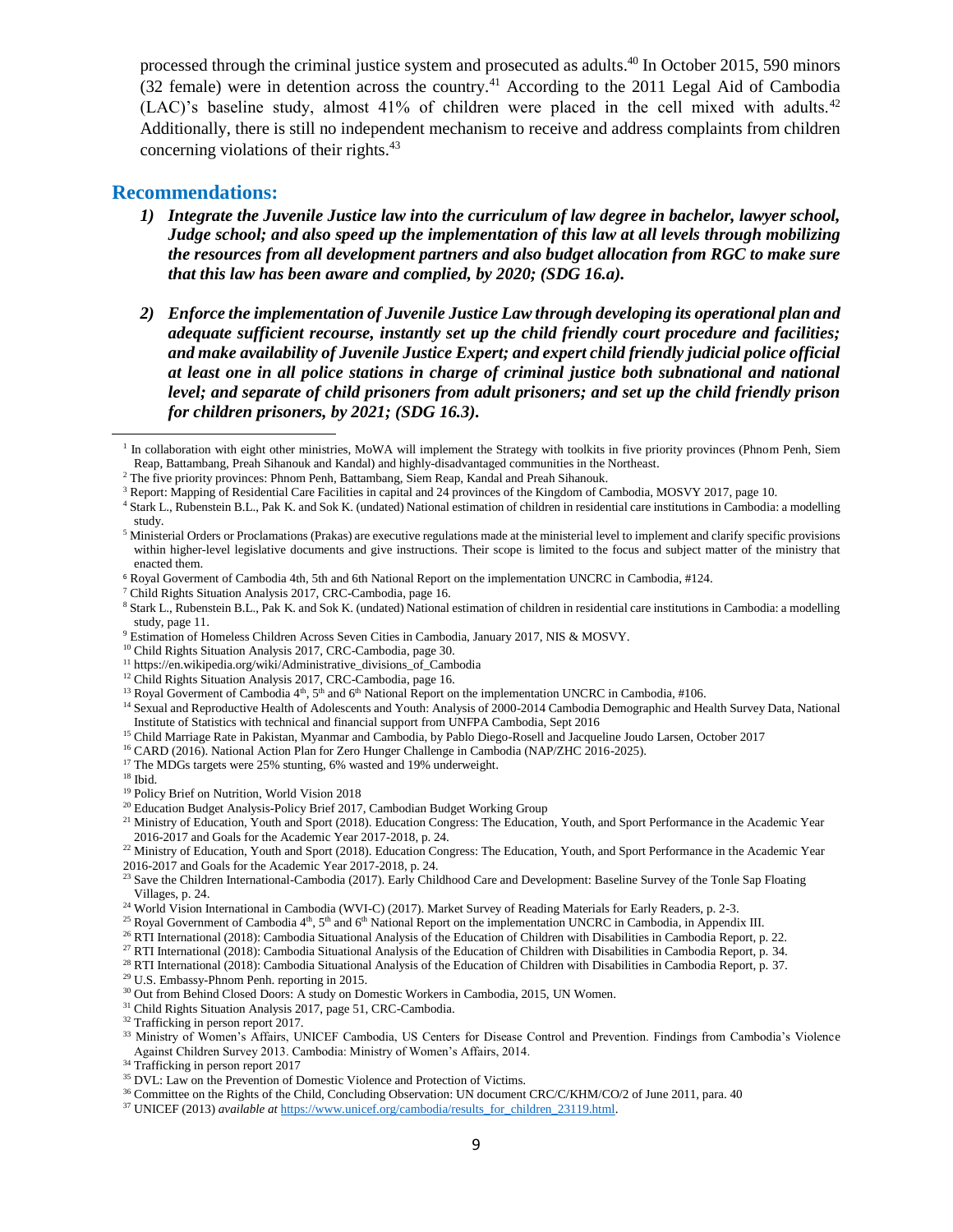processed through the criminal justice system and prosecuted as adults.[40] In October 2015, 590 minors (32 female) were in detention across the country.[41] According to the 2011 Legal Aid of Cambodia (LAC)'s baseline study, almost 41% of children were placed in the cell mixed with adults.[42] Additionally, there is still no independent mechanism to receive and address complaints from children concerning violations of their rights.[43]

## Recommendations:

1) ***Integrate the Juvenile Justice law into the curriculum of law degree in bachelor, lawyer school, Judge school; and also speed up the implementation of this law at all levels through mobilizing the resources from all development partners and also budget allocation from RGC to make sure that this law has been aware and complied, by 2020; (SDG 16.a).***

2) ***Enforce the implementation of Juvenile Justice Law through developing its operational plan and adequate sufficient recourse, instantly set up the child friendly court procedure and facilities; and make availability of Juvenile Justice Expert; and expert child friendly judicial police official at least one in all police stations in charge of criminal justice both subnational and national level; and separate of child prisoners from adult prisoners; and set up the child friendly prison for children prisoners, by 2021; (SDG 16.3).***

---

[1] In collaboration with eight other ministries, MoWA will implement the Strategy with toolkits in five priority provinces (Phnom Penh, Siem Reap, Battambang, Preah Sihanouk and Kandal) and highly-disadvantaged communities in the Northeast.

[2] The five priority provinces: Phnom Penh, Battambang, Siem Reap, Kandal and Preah Sihanouk.

[3] Report: Mapping of Residential Care Facilities in capital and 24 provinces of the Kingdom of Cambodia, MOSVY 2017, page 10.

[4] Stark L., Rubenstein B.L., Pak K. and Sok K. (undated) National estimation of children in residential care institutions in Cambodia: a modelling study.

[5] Ministerial Orders or Proclamations (Prakas) are executive regulations made at the ministerial level to implement and clarify specific provisions within higher-level legislative documents and give instructions. Their scope is limited to the focus and subject matter of the ministry that enacted them.

[6] Royal Goverment of Cambodia 4th, 5th and 6th National Report on the implementation UNCRC in Cambodia, #124.

[7] Child Rights Situation Analysis 2017, CRC-Cambodia, page 16.

[8] Stark L., Rubenstein B.L., Pak K. and Sok K. (undated) National estimation of children in residential care institutions in Cambodia: a modelling study, page 11.

[9] Estimation of Homeless Children Across Seven Cities in Cambodia, January 2017, NIS & MOSVY.

[10] Child Rights Situation Analysis 2017, CRC-Cambodia, page 30.

[11] https://en.wikipedia.org/wiki/Administrative_divisions_of_Cambodia

[12] Child Rights Situation Analysis 2017, CRC-Cambodia, page 16.

[13] Royal Goverment of Cambodia 4th, 5th and 6th National Report on the implementation UNCRC in Cambodia, #106.

[14] Sexual and Reproductive Health of Adolescents and Youth: Analysis of 2000-2014 Cambodia Demographic and Health Survey Data, National Institute of Statistics with technical and financial support from UNFPA Cambodia, Sept 2016

[15] Child Marriage Rate in Pakistan, Myanmar and Cambodia, by Pablo Diego-Rosell and Jacqueline Joudo Larsen, October 2017

[16] CARD (2016). National Action Plan for Zero Hunger Challenge in Cambodia (NAP/ZHC 2016-2025).

[17] The MDGs targets were 25% stunting, 6% wasted and 19% underweight.

[18] Ibid.

[19] Policy Brief on Nutrition, World Vision 2018

[20] Education Budget Analysis-Policy Brief 2017, Cambodian Budget Working Group

[21] Ministry of Education, Youth and Sport (2018). Education Congress: The Education, Youth, and Sport Performance in the Academic Year 2016-2017 and Goals for the Academic Year 2017-2018, p. 24.

[22] Ministry of Education, Youth and Sport (2018). Education Congress: The Education, Youth, and Sport Performance in the Academic Year 2016-2017 and Goals for the Academic Year 2017-2018, p. 24.

[23] Save the Children International-Cambodia (2017). Early Childhood Care and Development: Baseline Survey of the Tonle Sap Floating Villages, p. 24.

[24] World Vision International in Cambodia (WVI-C) (2017). Market Survey of Reading Materials for Early Readers, p. 2-3.

[25] Royal Government of Cambodia 4th, 5th and 6th National Report on the implementation UNCRC in Cambodia, in Appendix III.

[26] RTI International (2018): Cambodia Situational Analysis of the Education of Children with Disabilities in Cambodia Report, p. 22.

[27] RTI International (2018): Cambodia Situational Analysis of the Education of Children with Disabilities in Cambodia Report, p. 34.

[28] RTI International (2018): Cambodia Situational Analysis of the Education of Children with Disabilities in Cambodia Report, p. 37.

[29] U.S. Embassy-Phnom Penh. reporting in 2015.

[30] Out from Behind Closed Doors: A study on Domestic Workers in Cambodia, 2015, UN Women.

[31] Child Rights Situation Analysis 2017, page 51, CRC-Cambodia.

[32] Trafficking in person report 2017.

[33] Ministry of Women's Affairs, UNICEF Cambodia, US Centers for Disease Control and Prevention. Findings from Cambodia's Violence Against Children Survey 2013. Cambodia: Ministry of Women's Affairs, 2014.

[34] Trafficking in person report 2017

[35] DVL: Law on the Prevention of Domestic Violence and Protection of Victims.

[36] Committee on the Rights of the Child, Concluding Observation: UN document CRC/C/KHM/CO/2 of June 2011, para. 40

[37] UNICEF (2013) *available at* https://www.unicef.org/cambodia/results_for_children_23119.html.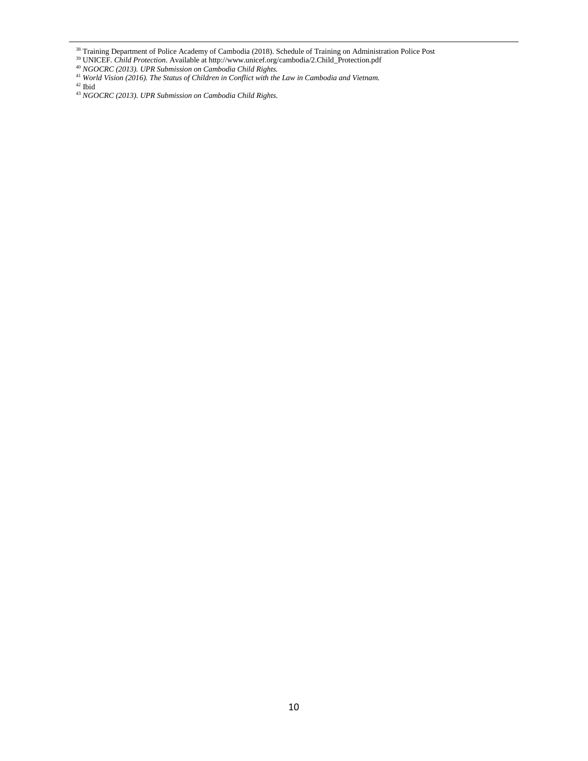[38] Training Department of Police Academy of Cambodia (2018). Schedule of Training on Administration Police Post

[39] UNICEF. *Child Protection*. Available at http://www.unicef.org/cambodia/2.Child_Protection.pdf

[40] *NGOCRC (2013). UPR Submission on Cambodia Child Rights.*

[41] *World Vision (2016). The Status of Children in Conflict with the Law in Cambodia and Vietnam.*

[42] Ibid

[43] *NGOCRC (2013). UPR Submission on Cambodia Child Rights.*